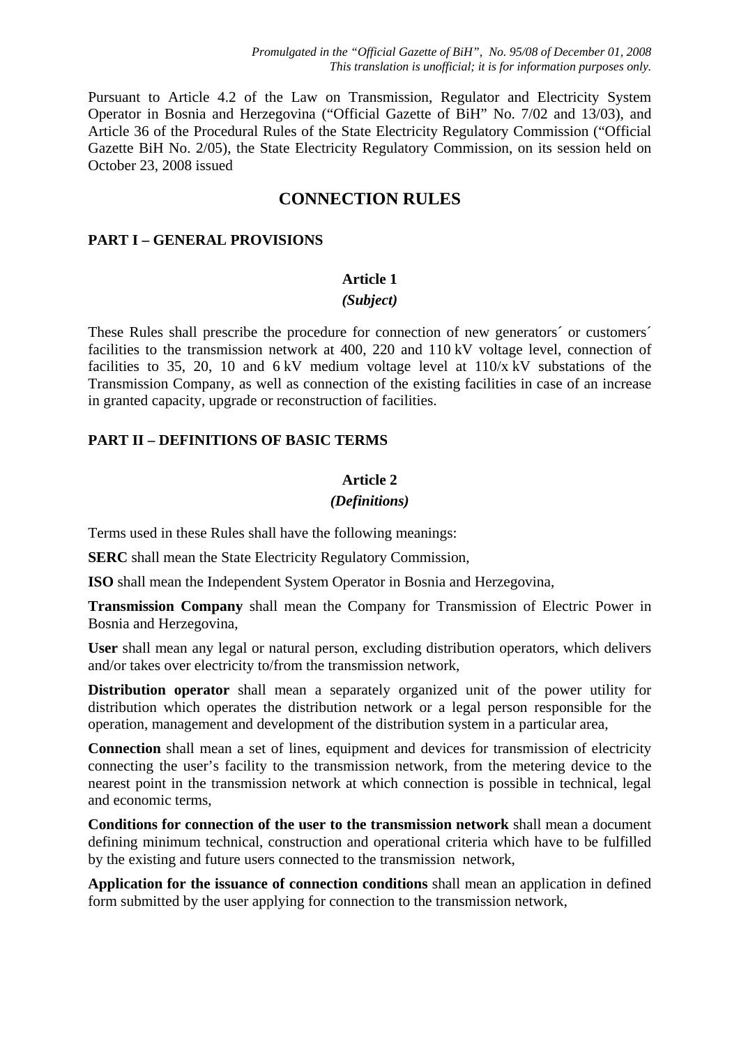*Promulgated in the "Official Gazette of BiH", No. 95/08 of December 01, 2008*
*This translation is unofficial; it is for information purposes only.*

Pursuant to Article 4.2 of the Law on Transmission, Regulator and Electricity System Operator in Bosnia and Herzegovina ("Official Gazette of BiH" No. 7/02 and 13/03), and Article 36 of the Procedural Rules of the State Electricity Regulatory Commission ("Official Gazette BiH No. 2/05), the State Electricity Regulatory Commission, on its session held on October 23, 2008 issued

# CONNECTION RULES

## PART I – GENERAL PROVISIONS

### Article 1
### *(Subject)*

These Rules shall prescribe the procedure for connection of new generators´ or customers´ facilities to the transmission network at 400, 220 and 110 kV voltage level, connection of facilities to 35, 20, 10 and 6 kV medium voltage level at 110/x kV substations of the Transmission Company, as well as connection of the existing facilities in case of an increase in granted capacity, upgrade or reconstruction of facilities.

## PART II – DEFINITIONS OF BASIC TERMS

### Article 2
### *(Definitions)*

Terms used in these Rules shall have the following meanings:

**SERC** shall mean the State Electricity Regulatory Commission,

**ISO** shall mean the Independent System Operator in Bosnia and Herzegovina,

**Transmission Company** shall mean the Company for Transmission of Electric Power in Bosnia and Herzegovina,

**User** shall mean any legal or natural person, excluding distribution operators, which delivers and/or takes over electricity to/from the transmission network,

**Distribution operator** shall mean a separately organized unit of the power utility for distribution which operates the distribution network or a legal person responsible for the operation, management and development of the distribution system in a particular area,

**Connection** shall mean a set of lines, equipment and devices for transmission of electricity connecting the user's facility to the transmission network, from the metering device to the nearest point in the transmission network at which connection is possible in technical, legal and economic terms,

**Conditions for connection of the user to the transmission network** shall mean a document defining minimum technical, construction and operational criteria which have to be fulfilled by the existing and future users connected to the transmission network,

**Application for the issuance of connection conditions** shall mean an application in defined form submitted by the user applying for connection to the transmission network,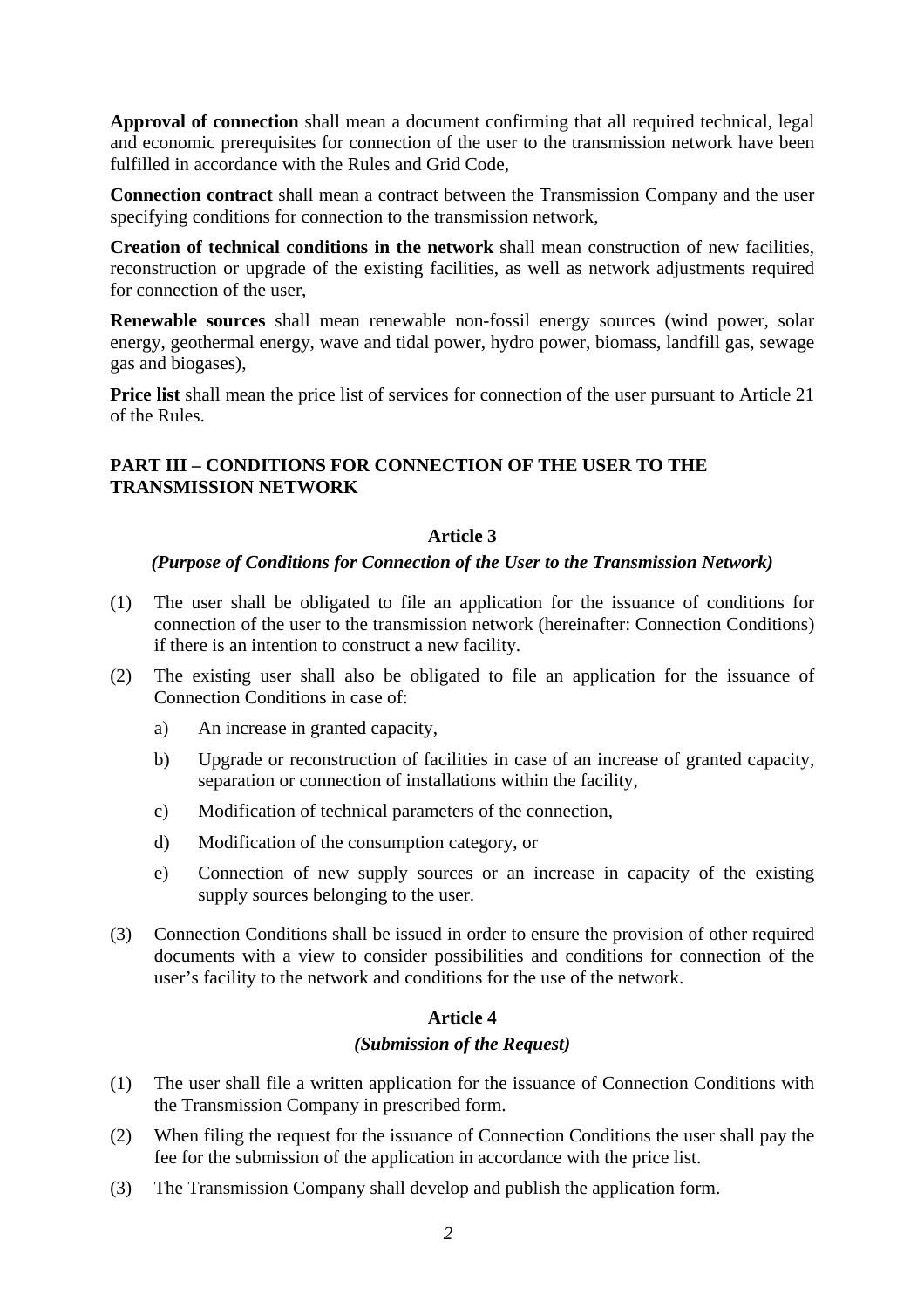**Approval of connection** shall mean a document confirming that all required technical, legal and economic prerequisites for connection of the user to the transmission network have been fulfilled in accordance with the Rules and Grid Code,

**Connection contract** shall mean a contract between the Transmission Company and the user specifying conditions for connection to the transmission network,

**Creation of technical conditions in the network** shall mean construction of new facilities, reconstruction or upgrade of the existing facilities, as well as network adjustments required for connection of the user,

**Renewable sources** shall mean renewable non-fossil energy sources (wind power, solar energy, geothermal energy, wave and tidal power, hydro power, biomass, landfill gas, sewage gas and biogases),

**Price list** shall mean the price list of services for connection of the user pursuant to Article 21 of the Rules.

## PART III – CONDITIONS FOR CONNECTION OF THE USER TO THE TRANSMISSION NETWORK

### Article 3

#### *(Purpose of Conditions for Connection of the User to the Transmission Network)*

(1) The user shall be obligated to file an application for the issuance of conditions for connection of the user to the transmission network (hereinafter: Connection Conditions) if there is an intention to construct a new facility.

(2) The existing user shall also be obligated to file an application for the issuance of Connection Conditions in case of:

a) An increase in granted capacity,

b) Upgrade or reconstruction of facilities in case of an increase of granted capacity, separation or connection of installations within the facility,

c) Modification of technical parameters of the connection,

d) Modification of the consumption category, or

e) Connection of new supply sources or an increase in capacity of the existing supply sources belonging to the user.

(3) Connection Conditions shall be issued in order to ensure the provision of other required documents with a view to consider possibilities and conditions for connection of the user's facility to the network and conditions for the use of the network.

### Article 4

#### *(Submission of the Request)*

(1) The user shall file a written application for the issuance of Connection Conditions with the Transmission Company in prescribed form.

(2) When filing the request for the issuance of Connection Conditions the user shall pay the fee for the submission of the application in accordance with the price list.

(3) The Transmission Company shall develop and publish the application form.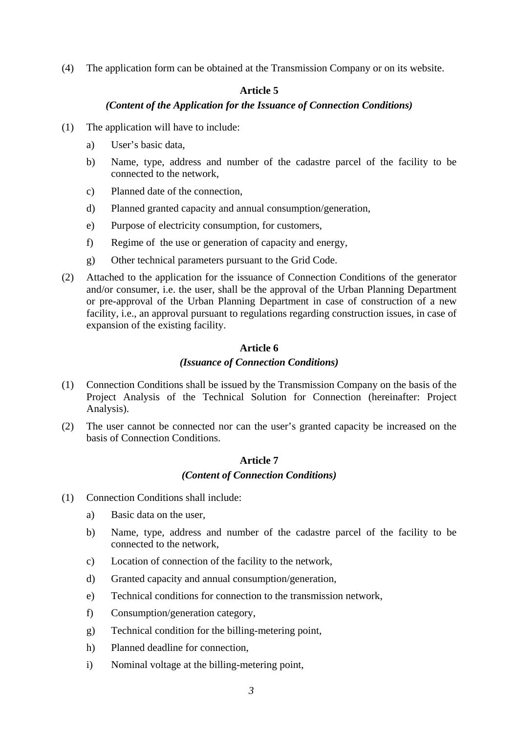(4) The application form can be obtained at the Transmission Company or on its website.

### Article 5

***(Content of the Application for the Issuance of Connection Conditions)***

(1) The application will have to include:

a) User's basic data,

b) Name, type, address and number of the cadastre parcel of the facility to be connected to the network,

c) Planned date of the connection,

d) Planned granted capacity and annual consumption/generation,

e) Purpose of electricity consumption, for customers,

f) Regime of the use or generation of capacity and energy,

g) Other technical parameters pursuant to the Grid Code.

(2) Attached to the application for the issuance of Connection Conditions of the generator and/or consumer, i.e. the user, shall be the approval of the Urban Planning Department or pre-approval of the Urban Planning Department in case of construction of a new facility, i.e., an approval pursuant to regulations regarding construction issues, in case of expansion of the existing facility.

### Article 6

***(Issuance of Connection Conditions)***

(1) Connection Conditions shall be issued by the Transmission Company on the basis of the Project Analysis of the Technical Solution for Connection (hereinafter: Project Analysis).

(2) The user cannot be connected nor can the user's granted capacity be increased on the basis of Connection Conditions.

### Article 7

***(Content of Connection Conditions)***

(1) Connection Conditions shall include:

a) Basic data on the user,

b) Name, type, address and number of the cadastre parcel of the facility to be connected to the network,

c) Location of connection of the facility to the network,

d) Granted capacity and annual consumption/generation,

e) Technical conditions for connection to the transmission network,

f) Consumption/generation category,

g) Technical condition for the billing-metering point,

h) Planned deadline for connection,

i) Nominal voltage at the billing-metering point,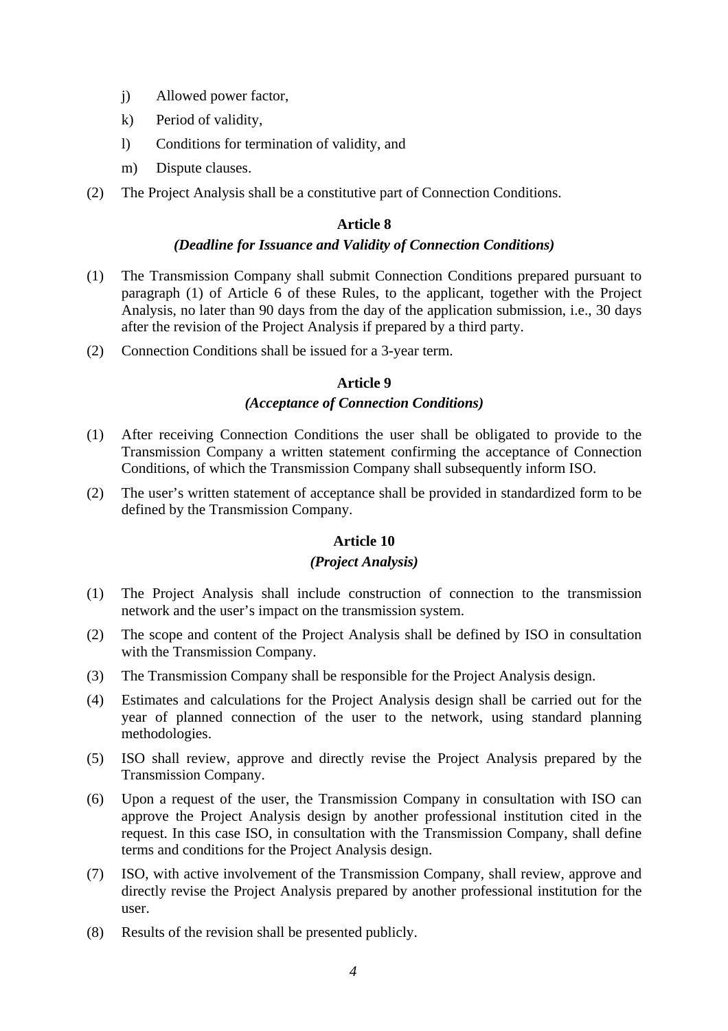j) Allowed power factor,

k) Period of validity,

l) Conditions for termination of validity, and

m) Dispute clauses.

(2) The Project Analysis shall be a constitutive part of Connection Conditions.

### Article 8
### *(Deadline for Issuance and Validity of Connection Conditions)*

(1) The Transmission Company shall submit Connection Conditions prepared pursuant to paragraph (1) of Article 6 of these Rules, to the applicant, together with the Project Analysis, no later than 90 days from the day of the application submission, i.e., 30 days after the revision of the Project Analysis if prepared by a third party.

(2) Connection Conditions shall be issued for a 3-year term.

### Article 9
### *(Acceptance of Connection Conditions)*

(1) After receiving Connection Conditions the user shall be obligated to provide to the Transmission Company a written statement confirming the acceptance of Connection Conditions, of which the Transmission Company shall subsequently inform ISO.

(2) The user's written statement of acceptance shall be provided in standardized form to be defined by the Transmission Company.

### Article 10
### *(Project Analysis)*

(1) The Project Analysis shall include construction of connection to the transmission network and the user's impact on the transmission system.

(2) The scope and content of the Project Analysis shall be defined by ISO in consultation with the Transmission Company.

(3) The Transmission Company shall be responsible for the Project Analysis design.

(4) Estimates and calculations for the Project Analysis design shall be carried out for the year of planned connection of the user to the network, using standard planning methodologies.

(5) ISO shall review, approve and directly revise the Project Analysis prepared by the Transmission Company.

(6) Upon a request of the user, the Transmission Company in consultation with ISO can approve the Project Analysis design by another professional institution cited in the request. In this case ISO, in consultation with the Transmission Company, shall define terms and conditions for the Project Analysis design.

(7) ISO, with active involvement of the Transmission Company, shall review, approve and directly revise the Project Analysis prepared by another professional institution for the user.

(8) Results of the revision shall be presented publicly.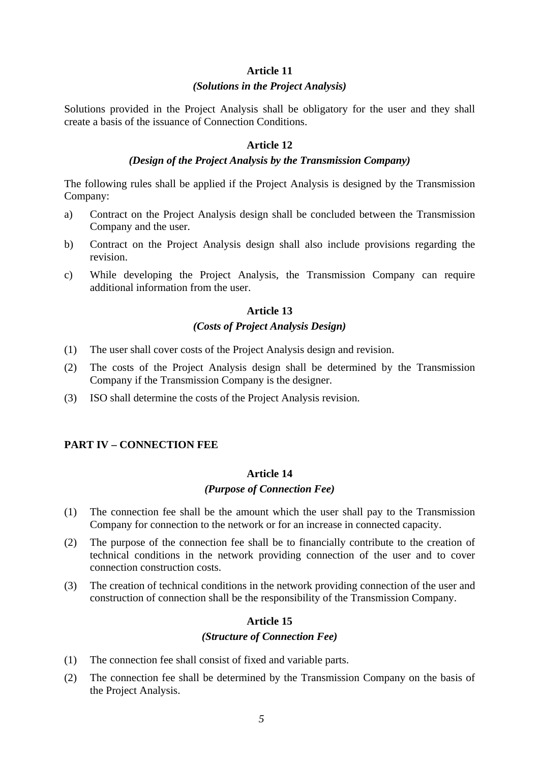### Article 11

#### *(Solutions in the Project Analysis)*

Solutions provided in the Project Analysis shall be obligatory for the user and they shall create a basis of the issuance of Connection Conditions.

### Article 12

#### *(Design of the Project Analysis by the Transmission Company)*

The following rules shall be applied if the Project Analysis is designed by the Transmission Company:

a) Contract on the Project Analysis design shall be concluded between the Transmission Company and the user.

b) Contract on the Project Analysis design shall also include provisions regarding the revision.

c) While developing the Project Analysis, the Transmission Company can require additional information from the user.

### Article 13

#### *(Costs of Project Analysis Design)*

(1) The user shall cover costs of the Project Analysis design and revision.

(2) The costs of the Project Analysis design shall be determined by the Transmission Company if the Transmission Company is the designer.

(3) ISO shall determine the costs of the Project Analysis revision.

## PART IV – CONNECTION FEE

### Article 14

#### *(Purpose of Connection Fee)*

(1) The connection fee shall be the amount which the user shall pay to the Transmission Company for connection to the network or for an increase in connected capacity.

(2) The purpose of the connection fee shall be to financially contribute to the creation of technical conditions in the network providing connection of the user and to cover connection construction costs.

(3) The creation of technical conditions in the network providing connection of the user and construction of connection shall be the responsibility of the Transmission Company.

### Article 15

#### *(Structure of Connection Fee)*

(1) The connection fee shall consist of fixed and variable parts.

(2) The connection fee shall be determined by the Transmission Company on the basis of the Project Analysis.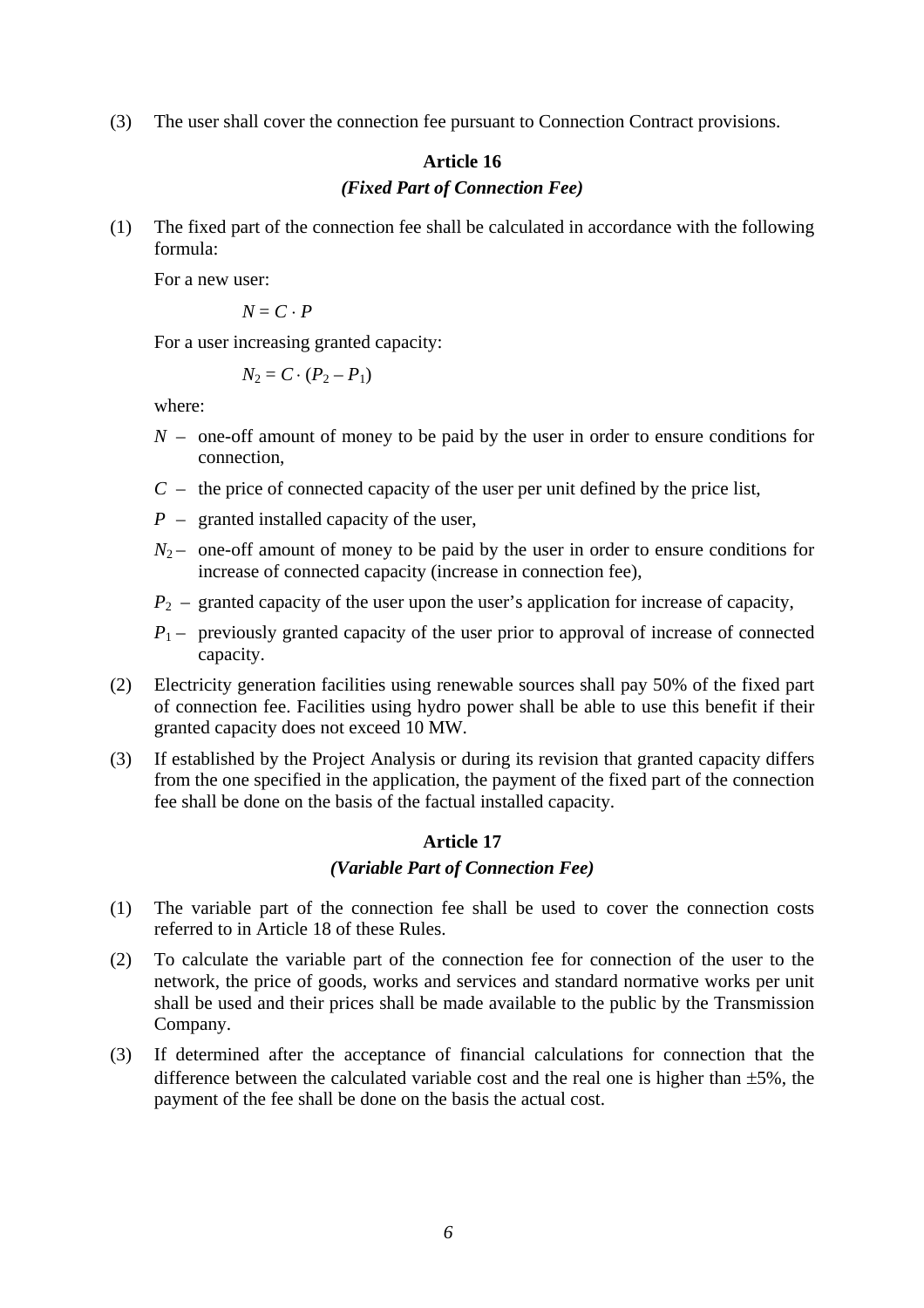(3) The user shall cover the connection fee pursuant to Connection Contract provisions.

## Article 16

### *(Fixed Part of Connection Fee)*

(1) The fixed part of the connection fee shall be calculated in accordance with the following formula:

For a new user:

$$N = C \cdot P$$

For a user increasing granted capacity:

$$N_2 = C \cdot (P_2 - P_1)$$

where:

- $N$ – one-off amount of money to be paid by the user in order to ensure conditions for connection,
- $C$ – the price of connected capacity of the user per unit defined by the price list,
- $P$ – granted installed capacity of the user,
- $N_2$ – one-off amount of money to be paid by the user in order to ensure conditions for increase of connected capacity (increase in connection fee),
- $P_2$ – granted capacity of the user upon the user's application for increase of capacity,
- $P_1$ – previously granted capacity of the user prior to approval of increase of connected capacity.

(2) Electricity generation facilities using renewable sources shall pay 50% of the fixed part of connection fee. Facilities using hydro power shall be able to use this benefit if their granted capacity does not exceed 10 MW.

(3) If established by the Project Analysis or during its revision that granted capacity differs from the one specified in the application, the payment of the fixed part of the connection fee shall be done on the basis of the factual installed capacity.

## Article 17

### *(Variable Part of Connection Fee)*

(1) The variable part of the connection fee shall be used to cover the connection costs referred to in Article 18 of these Rules.

(2) To calculate the variable part of the connection fee for connection of the user to the network, the price of goods, works and services and standard normative works per unit shall be used and their prices shall be made available to the public by the Transmission Company.

(3) If determined after the acceptance of financial calculations for connection that the difference between the calculated variable cost and the real one is higher than $\pm 5\%$, the payment of the fee shall be done on the basis the actual cost.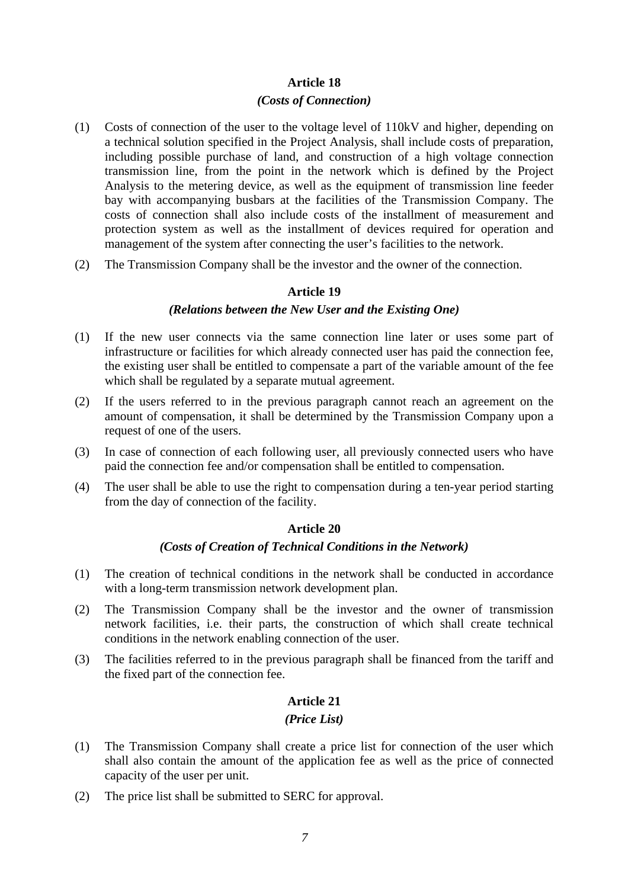## Article 18

### *(Costs of Connection)*

(1) Costs of connection of the user to the voltage level of 110kV and higher, depending on a technical solution specified in the Project Analysis, shall include costs of preparation, including possible purchase of land, and construction of a high voltage connection transmission line, from the point in the network which is defined by the Project Analysis to the metering device, as well as the equipment of transmission line feeder bay with accompanying busbars at the facilities of the Transmission Company. The costs of connection shall also include costs of the installment of measurement and protection system as well as the installment of devices required for operation and management of the system after connecting the user's facilities to the network.

(2) The Transmission Company shall be the investor and the owner of the connection.

## Article 19

### *(Relations between the New User and the Existing One)*

(1) If the new user connects via the same connection line later or uses some part of infrastructure or facilities for which already connected user has paid the connection fee, the existing user shall be entitled to compensate a part of the variable amount of the fee which shall be regulated by a separate mutual agreement.

(2) If the users referred to in the previous paragraph cannot reach an agreement on the amount of compensation, it shall be determined by the Transmission Company upon a request of one of the users.

(3) In case of connection of each following user, all previously connected users who have paid the connection fee and/or compensation shall be entitled to compensation.

(4) The user shall be able to use the right to compensation during a ten-year period starting from the day of connection of the facility.

## Article 20

### *(Costs of Creation of Technical Conditions in the Network)*

(1) The creation of technical conditions in the network shall be conducted in accordance with a long-term transmission network development plan.

(2) The Transmission Company shall be the investor and the owner of transmission network facilities, i.e. their parts, the construction of which shall create technical conditions in the network enabling connection of the user.

(3) The facilities referred to in the previous paragraph shall be financed from the tariff and the fixed part of the connection fee.

## Article 21

### *(Price List)*

(1) The Transmission Company shall create a price list for connection of the user which shall also contain the amount of the application fee as well as the price of connected capacity of the user per unit.

(2) The price list shall be submitted to SERC for approval.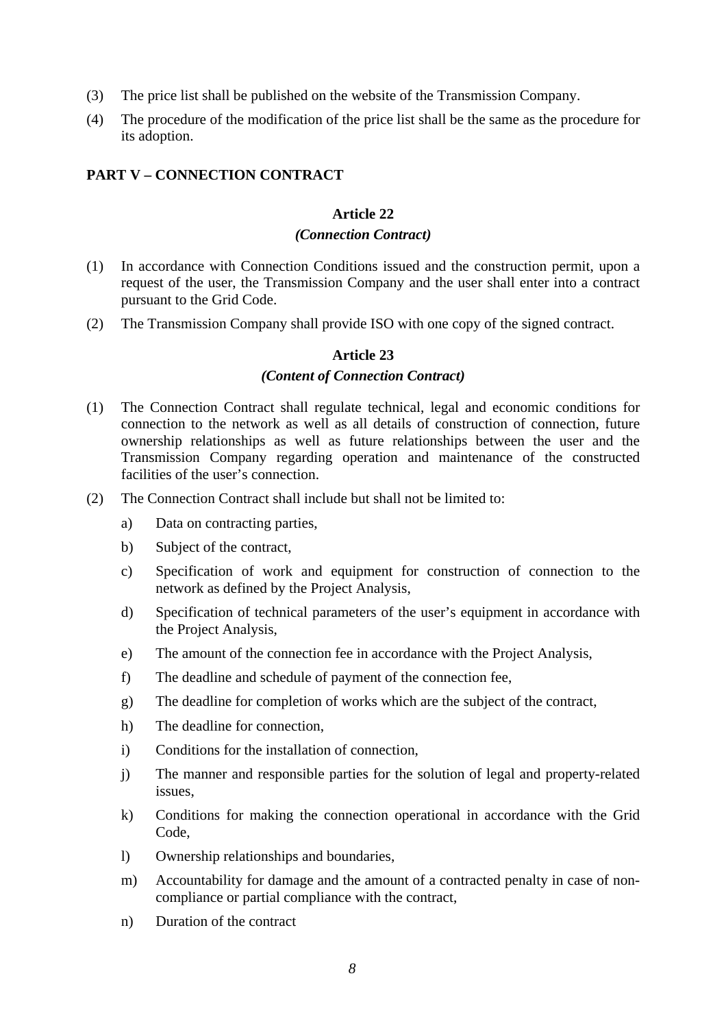(3) The price list shall be published on the website of the Transmission Company.

(4) The procedure of the modification of the price list shall be the same as the procedure for its adoption.

## PART V – CONNECTION CONTRACT

### Article 22

***(Connection Contract)***

(1) In accordance with Connection Conditions issued and the construction permit, upon a request of the user, the Transmission Company and the user shall enter into a contract pursuant to the Grid Code.

(2) The Transmission Company shall provide ISO with one copy of the signed contract.

### Article 23

***(Content of Connection Contract)***

(1) The Connection Contract shall regulate technical, legal and economic conditions for connection to the network as well as all details of construction of connection, future ownership relationships as well as future relationships between the user and the Transmission Company regarding operation and maintenance of the constructed facilities of the user's connection.

(2) The Connection Contract shall include but shall not be limited to:

a) Data on contracting parties,

b) Subject of the contract,

c) Specification of work and equipment for construction of connection to the network as defined by the Project Analysis,

d) Specification of technical parameters of the user's equipment in accordance with the Project Analysis,

e) The amount of the connection fee in accordance with the Project Analysis,

f) The deadline and schedule of payment of the connection fee,

g) The deadline for completion of works which are the subject of the contract,

h) The deadline for connection,

i) Conditions for the installation of connection,

j) The manner and responsible parties for the solution of legal and property-related issues,

k) Conditions for making the connection operational in accordance with the Grid Code,

l) Ownership relationships and boundaries,

m) Accountability for damage and the amount of a contracted penalty in case of non-compliance or partial compliance with the contract,

n) Duration of the contract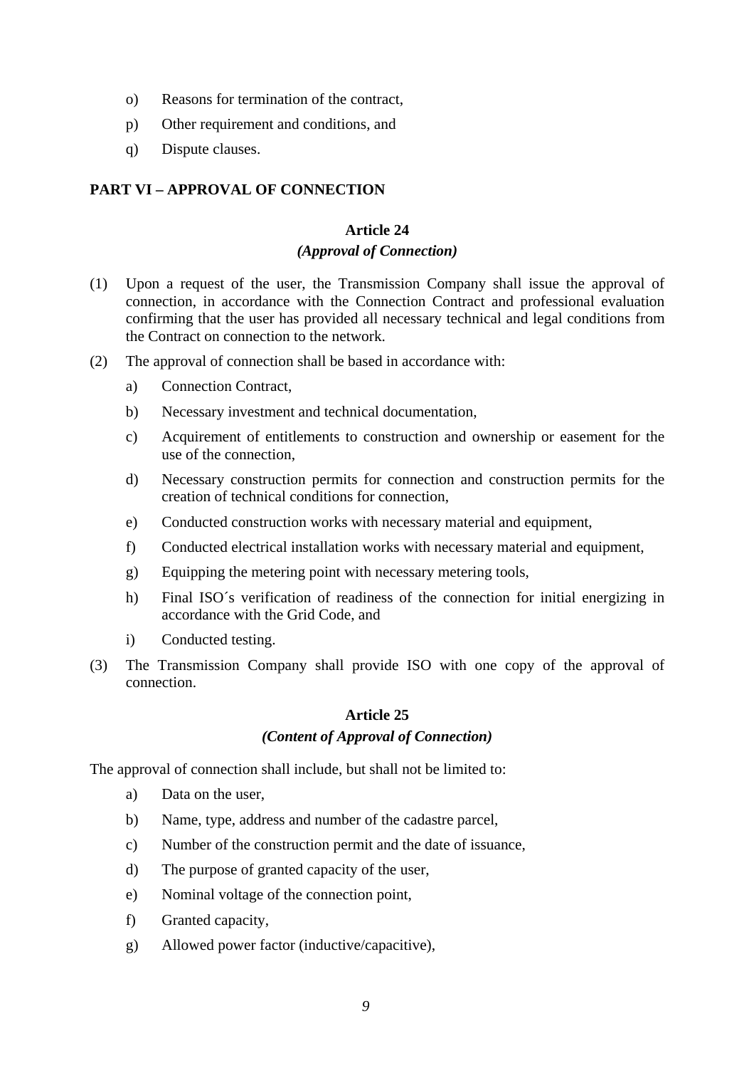o) Reasons for termination of the contract,

p) Other requirement and conditions, and

q) Dispute clauses.

## PART VI – APPROVAL OF CONNECTION

### Article 24
***(Approval of Connection)***

(1) Upon a request of the user, the Transmission Company shall issue the approval of connection, in accordance with the Connection Contract and professional evaluation confirming that the user has provided all necessary technical and legal conditions from the Contract on connection to the network.

(2) The approval of connection shall be based in accordance with:

   a) Connection Contract,

   b) Necessary investment and technical documentation,

   c) Acquirement of entitlements to construction and ownership or easement for the use of the connection,

   d) Necessary construction permits for connection and construction permits for the creation of technical conditions for connection,

   e) Conducted construction works with necessary material and equipment,

   f) Conducted electrical installation works with necessary material and equipment,

   g) Equipping the metering point with necessary metering tools,

   h) Final ISO´s verification of readiness of the connection for initial energizing in accordance with the Grid Code, and

   i) Conducted testing.

(3) The Transmission Company shall provide ISO with one copy of the approval of connection.

### Article 25
***(Content of Approval of Connection)***

The approval of connection shall include, but shall not be limited to:

   a) Data on the user,

   b) Name, type, address and number of the cadastre parcel,

   c) Number of the construction permit and the date of issuance,

   d) The purpose of granted capacity of the user,

   e) Nominal voltage of the connection point,

   f) Granted capacity,

   g) Allowed power factor (inductive/capacitive),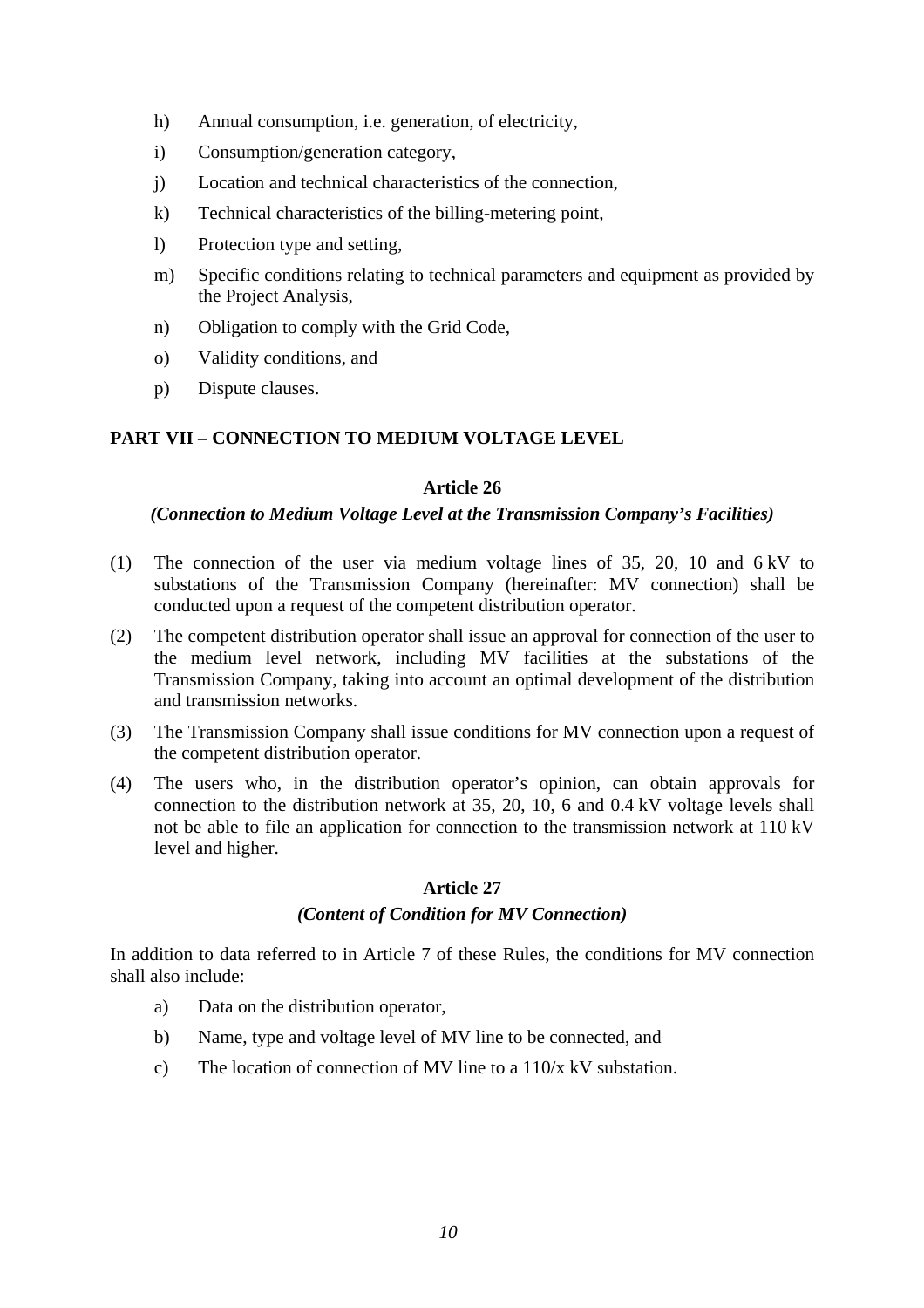h) Annual consumption, i.e. generation, of electricity,

i) Consumption/generation category,

j) Location and technical characteristics of the connection,

k) Technical characteristics of the billing-metering point,

l) Protection type and setting,

m) Specific conditions relating to technical parameters and equipment as provided by the Project Analysis,

n) Obligation to comply with the Grid Code,

o) Validity conditions, and

p) Dispute clauses.

## PART VII – CONNECTION TO MEDIUM VOLTAGE LEVEL

### Article 26

*(Connection to Medium Voltage Level at the Transmission Company's Facilities)*

(1) The connection of the user via medium voltage lines of 35, 20, 10 and 6 kV to substations of the Transmission Company (hereinafter: MV connection) shall be conducted upon a request of the competent distribution operator.

(2) The competent distribution operator shall issue an approval for connection of the user to the medium level network, including MV facilities at the substations of the Transmission Company, taking into account an optimal development of the distribution and transmission networks.

(3) The Transmission Company shall issue conditions for MV connection upon a request of the competent distribution operator.

(4) The users who, in the distribution operator's opinion, can obtain approvals for connection to the distribution network at 35, 20, 10, 6 and 0.4 kV voltage levels shall not be able to file an application for connection to the transmission network at 110 kV level and higher.

### Article 27

*(Content of Condition for MV Connection)*

In addition to data referred to in Article 7 of these Rules, the conditions for MV connection shall also include:

a) Data on the distribution operator,

b) Name, type and voltage level of MV line to be connected, and

c) The location of connection of MV line to a 110/x kV substation.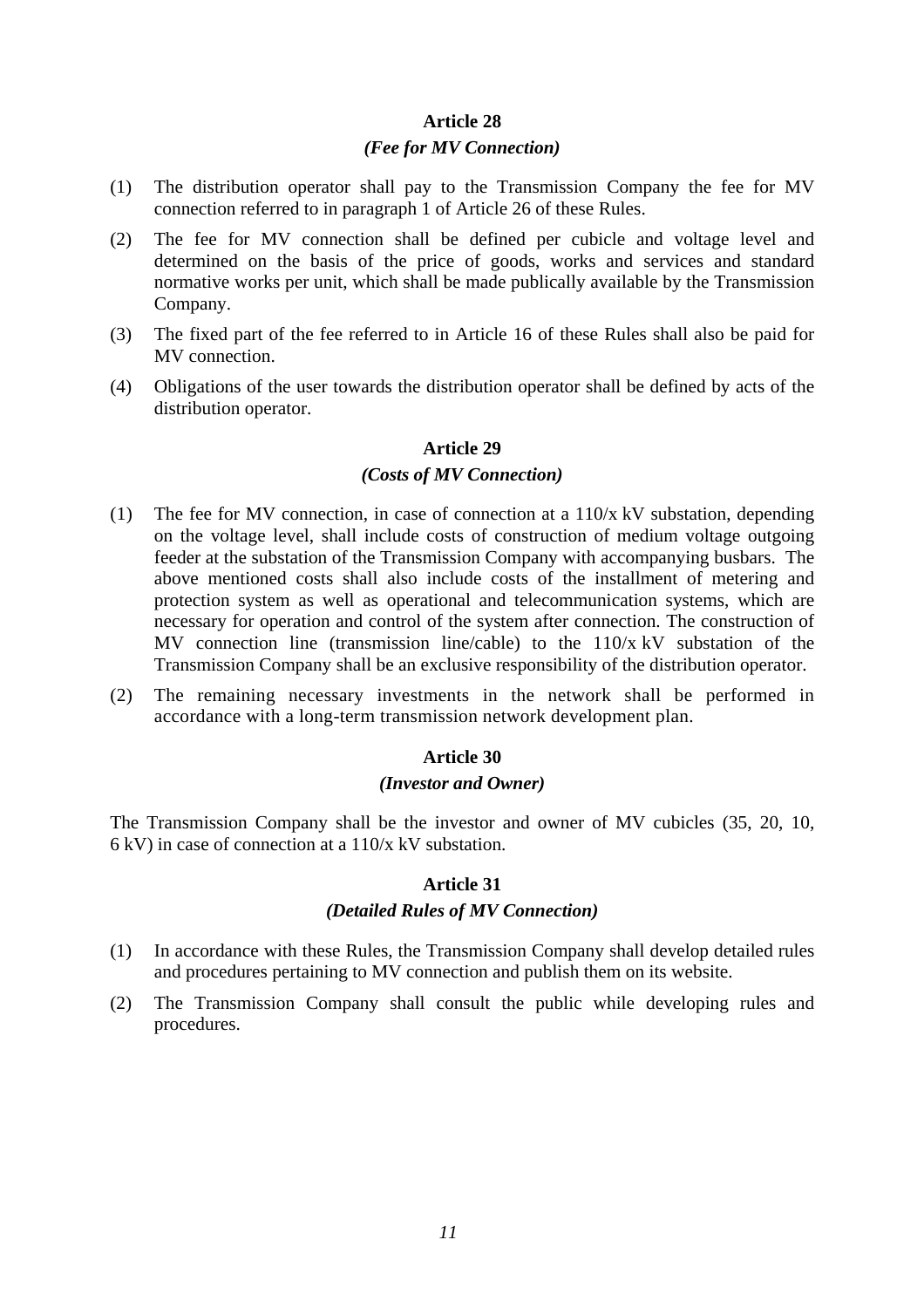## Article 28

### *(Fee for MV Connection)*

(1) The distribution operator shall pay to the Transmission Company the fee for MV connection referred to in paragraph 1 of Article 26 of these Rules.

(2) The fee for MV connection shall be defined per cubicle and voltage level and determined on the basis of the price of goods, works and services and standard normative works per unit, which shall be made publically available by the Transmission Company.

(3) The fixed part of the fee referred to in Article 16 of these Rules shall also be paid for MV connection.

(4) Obligations of the user towards the distribution operator shall be defined by acts of the distribution operator.

## Article 29

### *(Costs of MV Connection)*

(1) The fee for MV connection, in case of connection at a 110/x kV substation, depending on the voltage level, shall include costs of construction of medium voltage outgoing feeder at the substation of the Transmission Company with accompanying busbars. The above mentioned costs shall also include costs of the installment of metering and protection system as well as operational and telecommunication systems, which are necessary for operation and control of the system after connection. The construction of MV connection line (transmission line/cable) to the 110/x kV substation of the Transmission Company shall be an exclusive responsibility of the distribution operator.

(2) The remaining necessary investments in the network shall be performed in accordance with a long-term transmission network development plan.

## Article 30

### *(Investor and Owner)*

The Transmission Company shall be the investor and owner of MV cubicles (35, 20, 10, 6 kV) in case of connection at a 110/x kV substation.

## Article 31

### *(Detailed Rules of MV Connection)*

(1) In accordance with these Rules, the Transmission Company shall develop detailed rules and procedures pertaining to MV connection and publish them on its website.

(2) The Transmission Company shall consult the public while developing rules and procedures.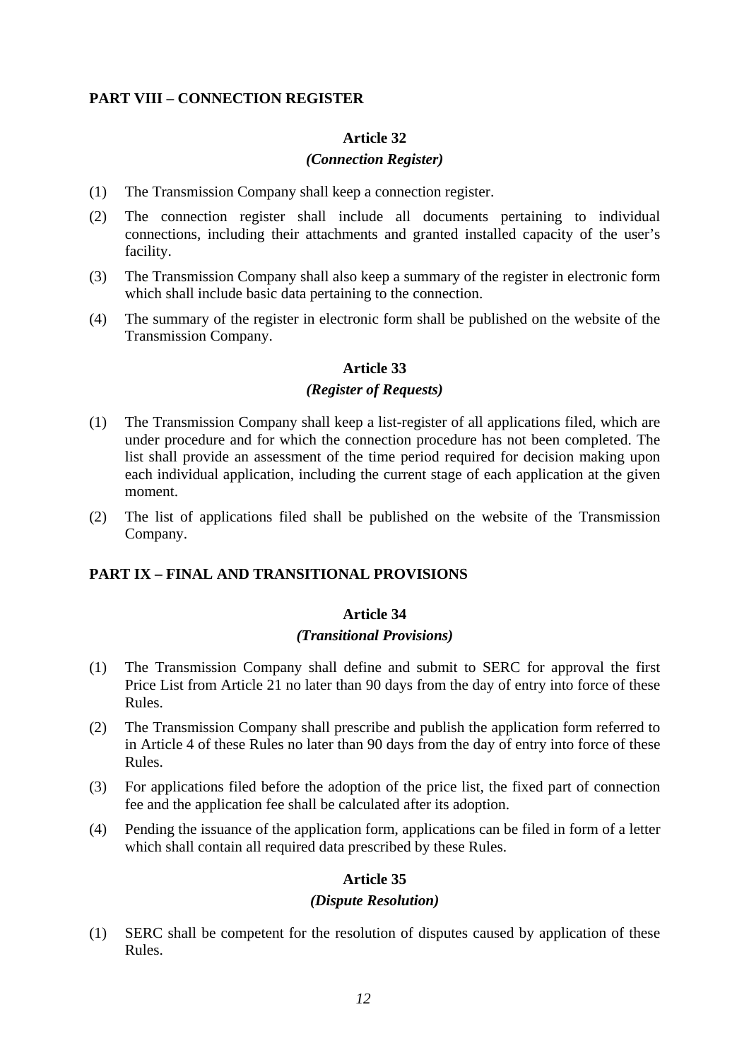## PART VIII – CONNECTION REGISTER

### Article 32
***(Connection Register)***

(1) The Transmission Company shall keep a connection register.

(2) The connection register shall include all documents pertaining to individual connections, including their attachments and granted installed capacity of the user's facility.

(3) The Transmission Company shall also keep a summary of the register in electronic form which shall include basic data pertaining to the connection.

(4) The summary of the register in electronic form shall be published on the website of the Transmission Company.

### Article 33
***(Register of Requests)***

(1) The Transmission Company shall keep a list-register of all applications filed, which are under procedure and for which the connection procedure has not been completed. The list shall provide an assessment of the time period required for decision making upon each individual application, including the current stage of each application at the given moment.

(2) The list of applications filed shall be published on the website of the Transmission Company.

## PART IX – FINAL AND TRANSITIONAL PROVISIONS

### Article 34
***(Transitional Provisions)***

(1) The Transmission Company shall define and submit to SERC for approval the first Price List from Article 21 no later than 90 days from the day of entry into force of these Rules.

(2) The Transmission Company shall prescribe and publish the application form referred to in Article 4 of these Rules no later than 90 days from the day of entry into force of these Rules.

(3) For applications filed before the adoption of the price list, the fixed part of connection fee and the application fee shall be calculated after its adoption.

(4) Pending the issuance of the application form, applications can be filed in form of a letter which shall contain all required data prescribed by these Rules.

### Article 35
***(Dispute Resolution)***

(1) SERC shall be competent for the resolution of disputes caused by application of these Rules.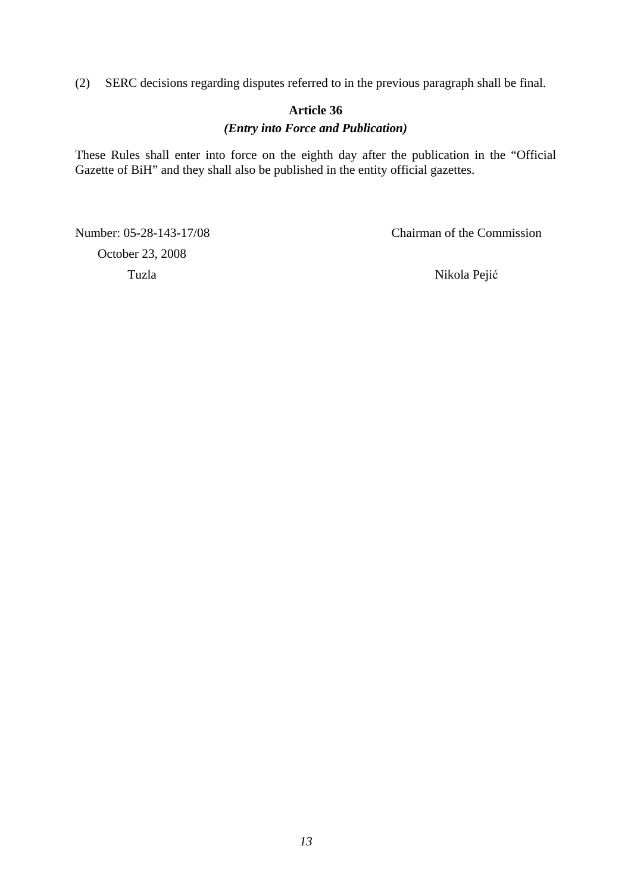(2) SERC decisions regarding disputes referred to in the previous paragraph shall be final.

## Article 36

### *(Entry into Force and Publication)*

These Rules shall enter into force on the eighth day after the publication in the "Official Gazette of BiH" and they shall also be published in the entity official gazettes.

| | |
|---|---|
| Number: 05-28-143-17/08 | Chairman of the Commission |
| October 23, 2008 | |
| Tuzla | Nikola Pejić |